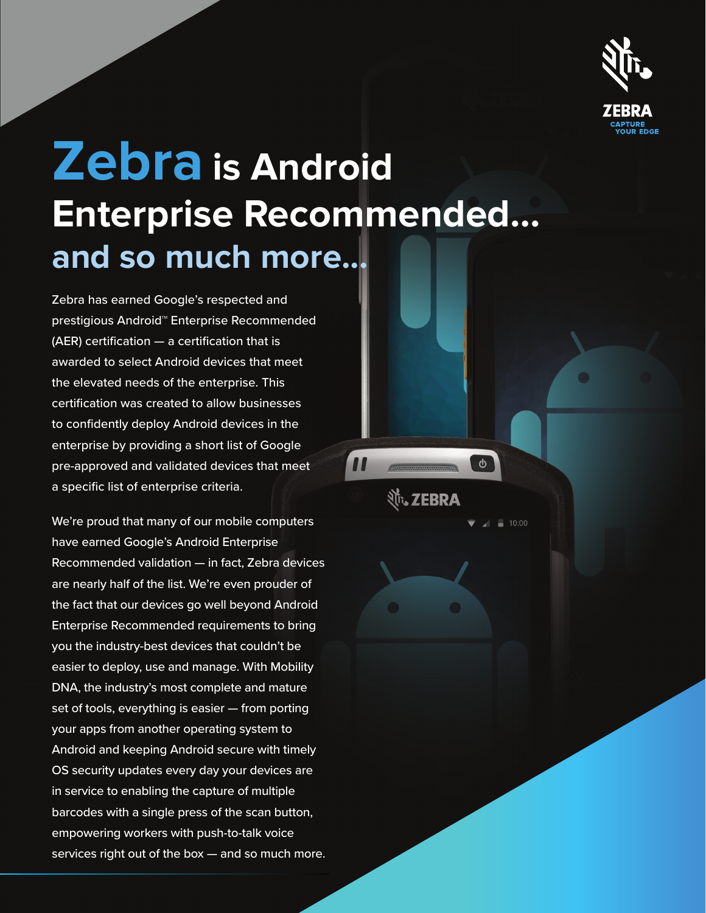# Zebra is Android Enterprise Recommended… and so much more…

Zebra has earned Google's respected and prestigious Android™ Enterprise Recommended (AER) certification — a certification that is awarded to select Android devices that meet the elevated needs of the enterprise. This certification was created to allow businesses to confidently deploy Android devices in the enterprise by providing a short list of Google pre-approved and validated devices that meet a specific list of enterprise criteria.

We're proud that many of our mobile computers have earned Google's Android Enterprise Recommended validation — in fact, Zebra devices are nearly half of the list. We're even prouder of the fact that our devices go well beyond Android Enterprise Recommended requirements to bring you the industry-best devices that couldn't be easier to deploy, use and manage. With Mobility DNA, the industry's most complete and mature set of tools, everything is easier — from porting your apps from another operating system to Android and keeping Android secure with timely OS security updates every day your devices are in service to enabling the capture of multiple barcodes with a single press of the scan button, empowering workers with push-to-talk voice services right out of the box — and so much more.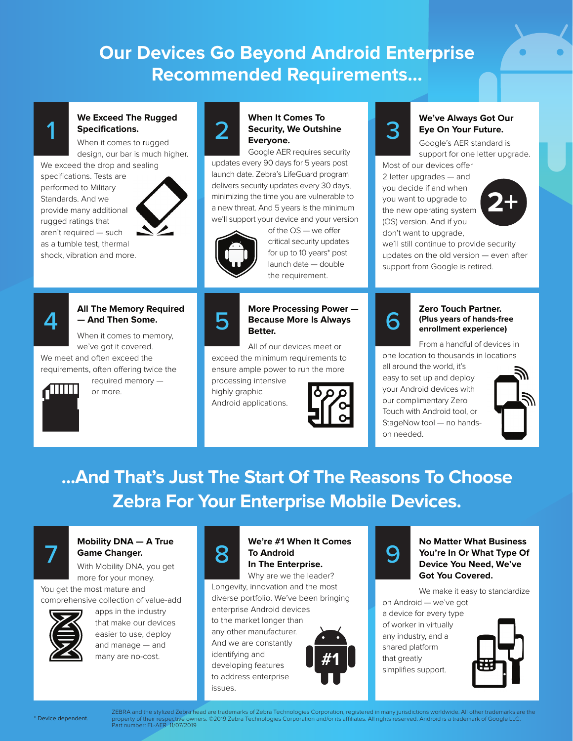# Our Devices Go Beyond Android Enterprise Recommended Requirements...

## 1 We Exceed The Rugged Specifications.

When it comes to rugged design, our bar is much higher. We exceed the drop and sealing specifications. Tests are performed to Military Standards. And we provide many additional rugged ratings that aren't required — such as a tumble test, thermal shock, vibration and more.

## 2 When It Comes To Security, We Outshine Everyone.

Google AER requires security updates every 90 days for 5 years post launch date. Zebra's LifeGuard program delivers security updates every 30 days, minimizing the time you are vulnerable to a new threat. And 5 years is the minimum we'll support your device and your version of the OS — we offer critical security updates for up to 10 years* post launch date — double the requirement.

## 3 We've Always Got Our Eye On Your Future.

Google's AER standard is support for one letter upgrade. Most of our devices offer 2 letter upgrades — and you decide if and when you want to upgrade to the new operating system (OS) version. And if you don't want to upgrade, we'll still continue to provide security updates on the old version — even after support from Google is retired.

## 4 All The Memory Required — And Then Some.

When it comes to memory, we've got it covered. We meet and often exceed the requirements, often offering twice the required memory — or more.

## 5 More Processing Power — Because More Is Always Better.

All of our devices meet or exceed the minimum requirements to ensure ample power to run the more processing intensive highly graphic Android applications.

## 6 Zero Touch Partner. (Plus years of hands-free enrollment experience)

From a handful of devices in one location to thousands in locations all around the world, it's easy to set up and deploy your Android devices with our complimentary Zero Touch with Android tool, or StageNow tool — no hands-on needed.

# ...And That's Just The Start Of The Reasons To Choose Zebra For Your Enterprise Mobile Devices.

## 7 Mobility DNA — A True Game Changer.

With Mobility DNA, you get more for your money. You get the most mature and comprehensive collection of value-add apps in the industry that make our devices easier to use, deploy and manage — and many are no-cost.

## 8 We're #1 When It Comes To Android In The Enterprise.

Why are we the leader? Longevity, innovation and the most diverse portfolio. We've been bringing enterprise Android devices to the market longer than any other manufacturer. And we are constantly identifying and developing features to address enterprise issues.

## 9 No Matter What Business You're In Or What Type Of Device You Need, We've Got You Covered.

We make it easy to standardize on Android — we've got a device for every type of worker in virtually any industry, and a shared platform that greatly simplifies support.

* Device dependent.

ZEBRA and the stylized Zebra head are trademarks of Zebra Technologies Corporation, registered in many jurisdictions worldwide. All other trademarks are the property of their respective owners. ©2019 Zebra Technologies Corporation and/or its affiliates. All rights reserved. Android is a trademark of Google LLC. Part number: FL-AER 11/07/2019